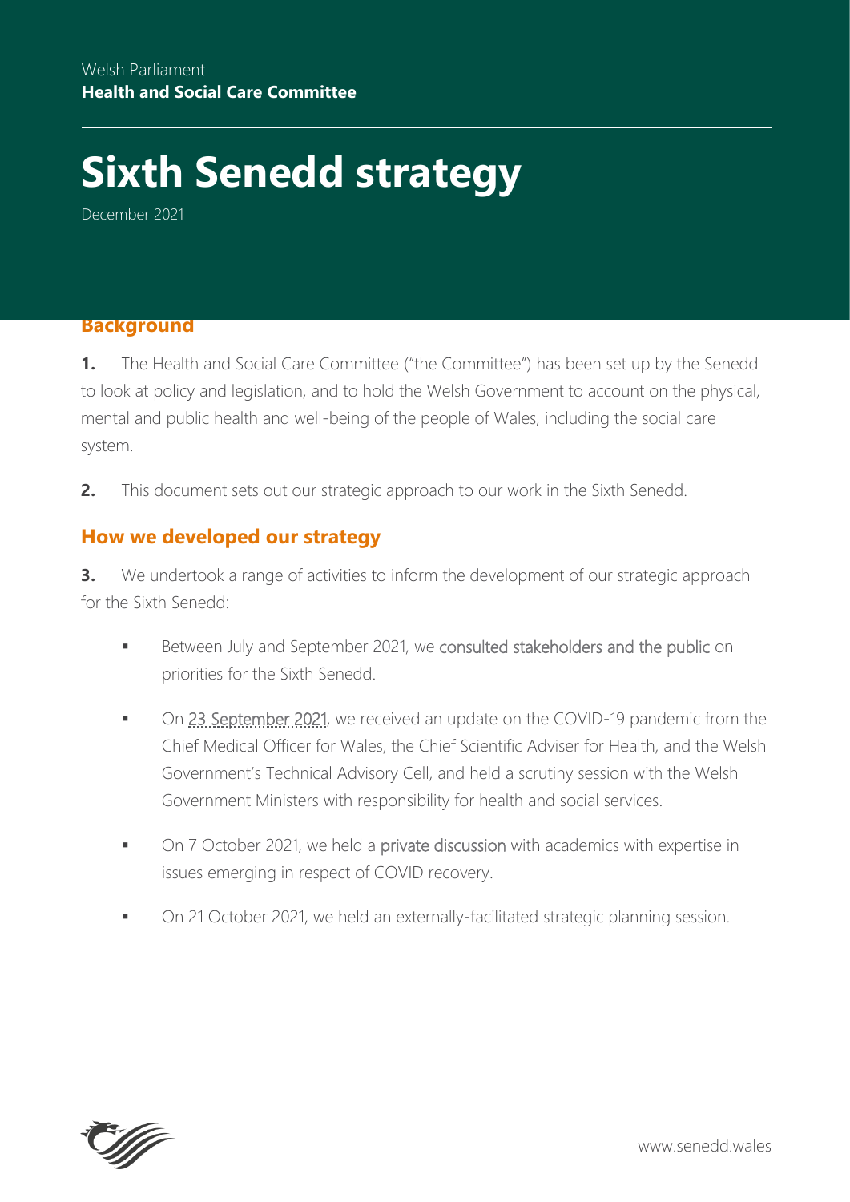Welsh Parliament
**Health and Social Care Committee**

# Sixth Senedd strategy

December 2021

## Background

**1.** The Health and Social Care Committee ("the Committee") has been set up by the Senedd to look at policy and legislation, and to hold the Welsh Government to account on the physical, mental and public health and well-being of the people of Wales, including the social care system.

**2.** This document sets out our strategic approach to our work in the Sixth Senedd.

## How we developed our strategy

**3.** We undertook a range of activities to inform the development of our strategic approach for the Sixth Senedd:

- Between July and September 2021, we consulted stakeholders and the public on priorities for the Sixth Senedd.
- On 23 September 2021, we received an update on the COVID-19 pandemic from the Chief Medical Officer for Wales, the Chief Scientific Adviser for Health, and the Welsh Government's Technical Advisory Cell, and held a scrutiny session with the Welsh Government Ministers with responsibility for health and social services.
- On 7 October 2021, we held a private discussion with academics with expertise in issues emerging in respect of COVID recovery.
- On 21 October 2021, we held an externally-facilitated strategic planning session.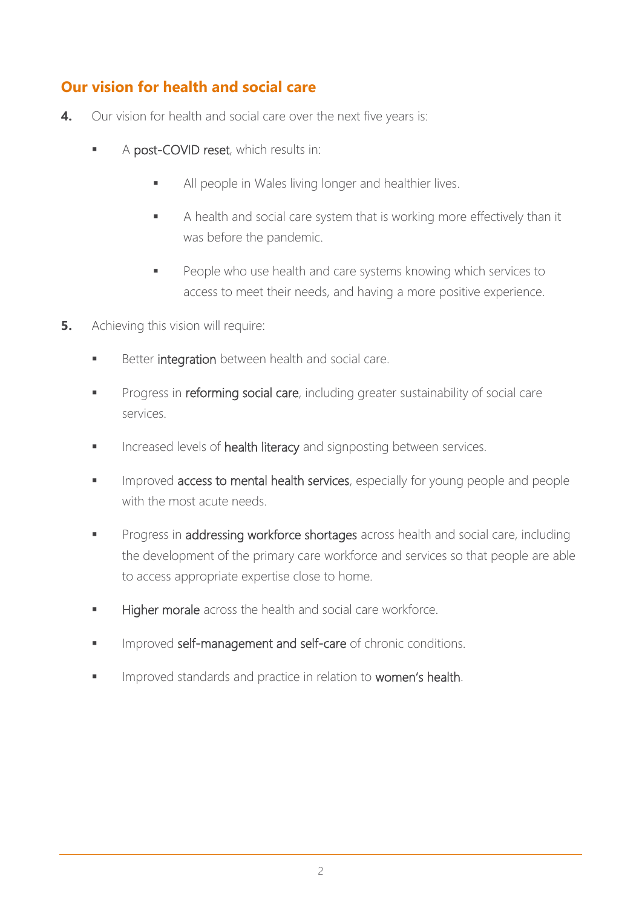## Our vision for health and social care

**4.** Our vision for health and social care over the next five years is:

- A post-COVID reset, which results in:
    - All people in Wales living longer and healthier lives.
    - A health and social care system that is working more effectively than it was before the pandemic.
    - People who use health and care systems knowing which services to access to meet their needs, and having a more positive experience.

**5.** Achieving this vision will require:

- Better integration between health and social care.
- Progress in reforming social care, including greater sustainability of social care services.
- Increased levels of health literacy and signposting between services.
- Improved access to mental health services, especially for young people and people with the most acute needs.
- Progress in addressing workforce shortages across health and social care, including the development of the primary care workforce and services so that people are able to access appropriate expertise close to home.
- Higher morale across the health and social care workforce.
- Improved self-management and self-care of chronic conditions.
- Improved standards and practice in relation to women's health.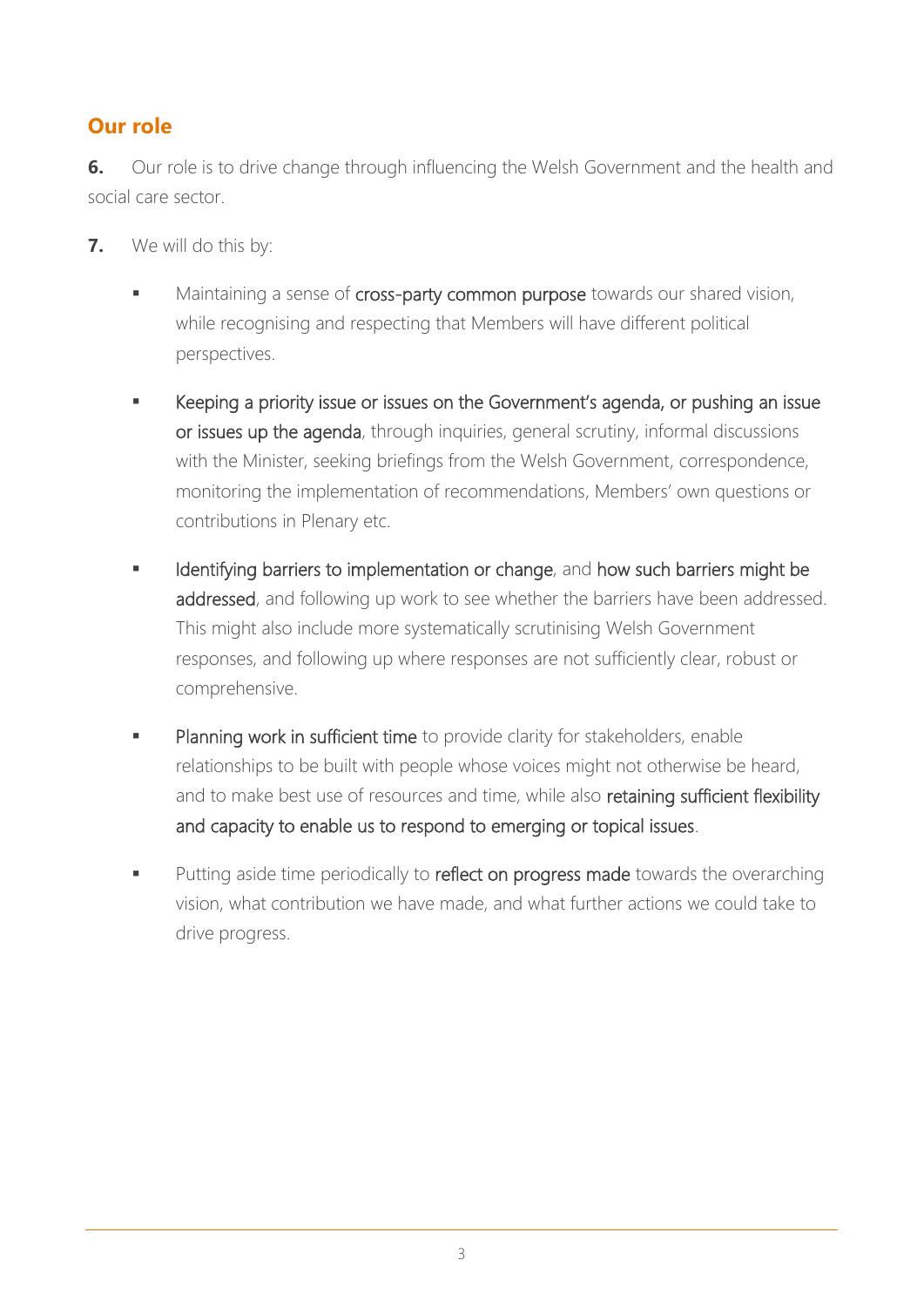## Our role

**6.** Our role is to drive change through influencing the Welsh Government and the health and social care sector.

**7.** We will do this by:

- Maintaining a sense of cross-party common purpose towards our shared vision, while recognising and respecting that Members will have different political perspectives.
- Keeping a priority issue or issues on the Government's agenda, or pushing an issue or issues up the agenda, through inquiries, general scrutiny, informal discussions with the Minister, seeking briefings from the Welsh Government, correspondence, monitoring the implementation of recommendations, Members' own questions or contributions in Plenary etc.
- Identifying barriers to implementation or change, and how such barriers might be addressed, and following up work to see whether the barriers have been addressed. This might also include more systematically scrutinising Welsh Government responses, and following up where responses are not sufficiently clear, robust or comprehensive.
- Planning work in sufficient time to provide clarity for stakeholders, enable relationships to be built with people whose voices might not otherwise be heard, and to make best use of resources and time, while also retaining sufficient flexibility and capacity to enable us to respond to emerging or topical issues.
- Putting aside time periodically to reflect on progress made towards the overarching vision, what contribution we have made, and what further actions we could take to drive progress.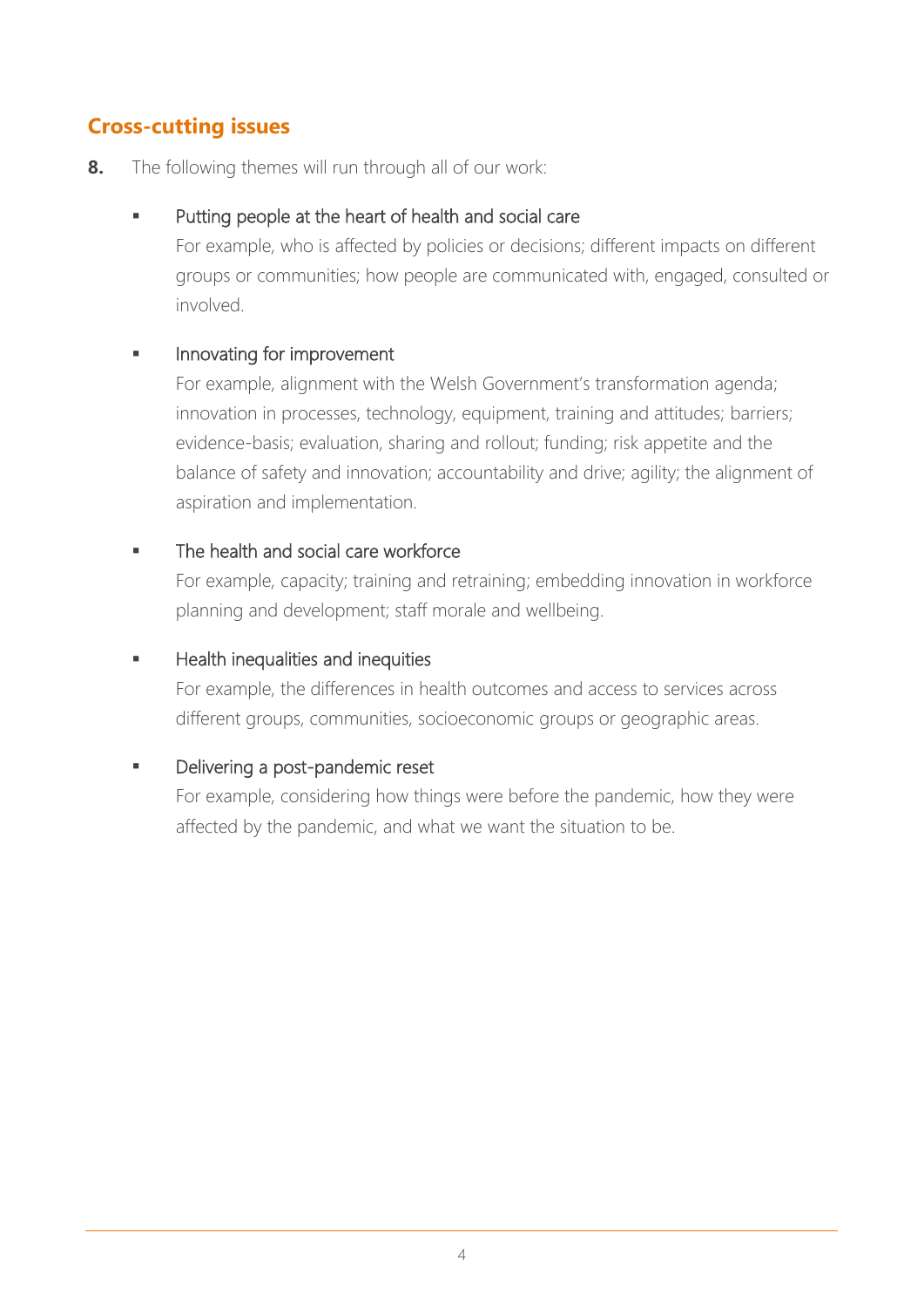## Cross-cutting issues

**8.** The following themes will run through all of our work:

- Putting people at the heart of health and social care
  For example, who is affected by policies or decisions; different impacts on different groups or communities; how people are communicated with, engaged, consulted or involved.

- Innovating for improvement
  For example, alignment with the Welsh Government's transformation agenda; innovation in processes, technology, equipment, training and attitudes; barriers; evidence-basis; evaluation, sharing and rollout; funding; risk appetite and the balance of safety and innovation; accountability and drive; agility; the alignment of aspiration and implementation.

- The health and social care workforce
  For example, capacity; training and retraining; embedding innovation in workforce planning and development; staff morale and wellbeing.

- Health inequalities and inequities
  For example, the differences in health outcomes and access to services across different groups, communities, socioeconomic groups or geographic areas.

- Delivering a post-pandemic reset
  For example, considering how things were before the pandemic, how they were affected by the pandemic, and what we want the situation to be.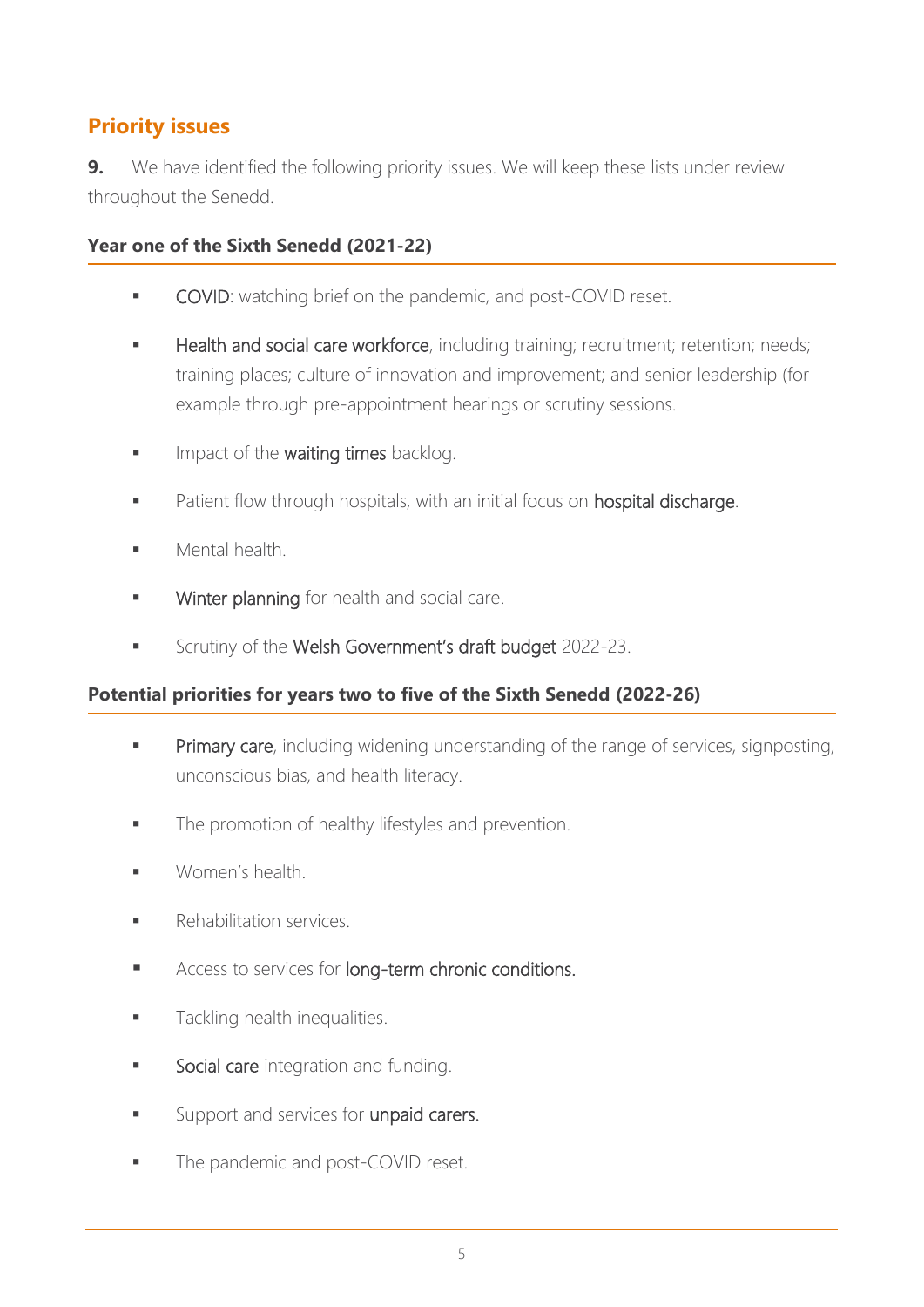## Priority issues

**9.** We have identified the following priority issues. We will keep these lists under review throughout the Senedd.

### Year one of the Sixth Senedd (2021-22)

- COVID: watching brief on the pandemic, and post-COVID reset.
- Health and social care workforce, including training; recruitment; retention; needs; training places; culture of innovation and improvement; and senior leadership (for example through pre-appointment hearings or scrutiny sessions.
- Impact of the waiting times backlog.
- Patient flow through hospitals, with an initial focus on hospital discharge.
- Mental health.
- Winter planning for health and social care.
- Scrutiny of the Welsh Government's draft budget 2022-23.

### Potential priorities for years two to five of the Sixth Senedd (2022-26)

- Primary care, including widening understanding of the range of services, signposting, unconscious bias, and health literacy.
- The promotion of healthy lifestyles and prevention.
- Women's health.
- Rehabilitation services.
- Access to services for long-term chronic conditions.
- Tackling health inequalities.
- Social care integration and funding.
- Support and services for unpaid carers.
- The pandemic and post-COVID reset.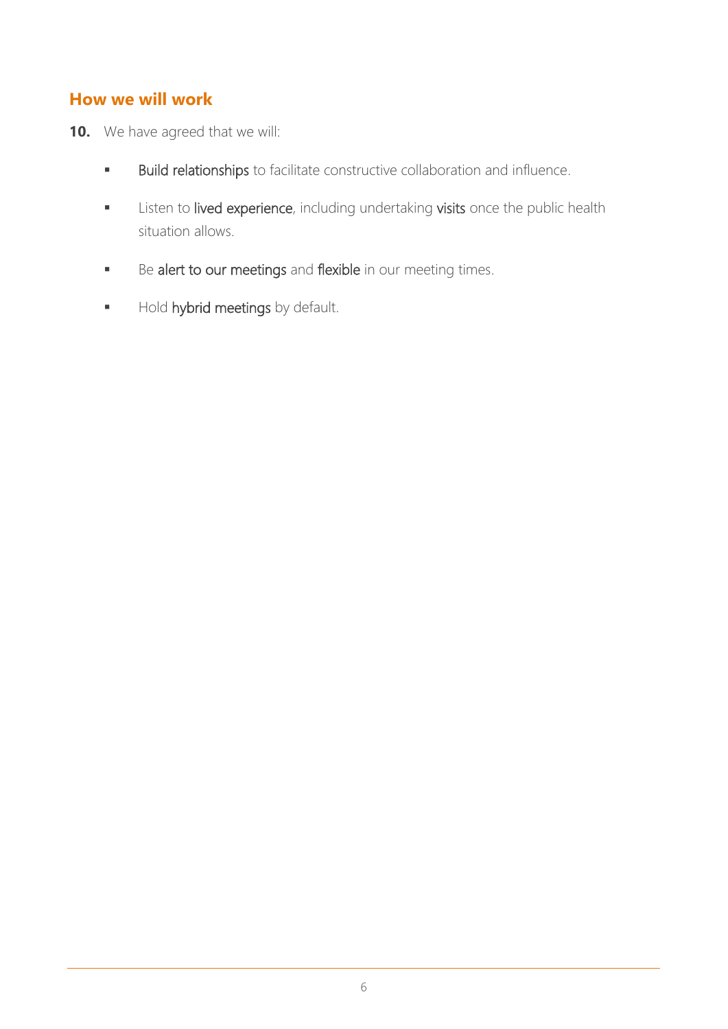## How we will work

**10.** We have agreed that we will:

- Build relationships to facilitate constructive collaboration and influence.
- Listen to lived experience, including undertaking visits once the public health situation allows.
- Be alert to our meetings and flexible in our meeting times.
- Hold hybrid meetings by default.